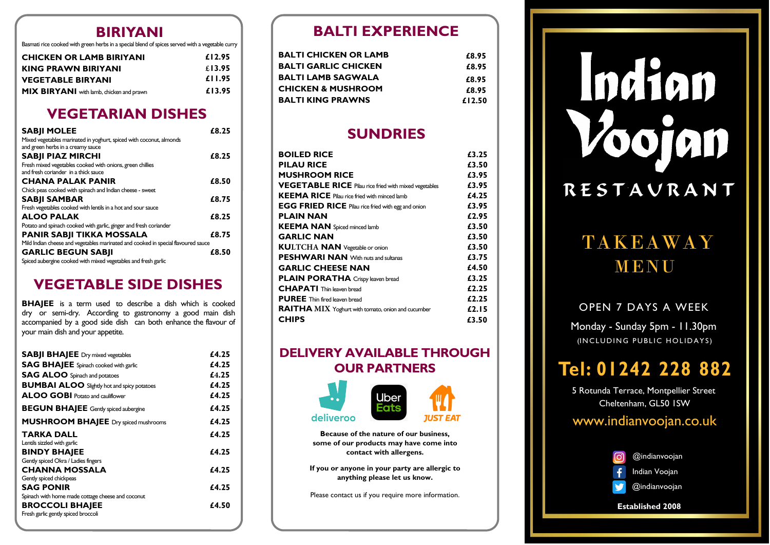## BIRIYANI

Basmati rice cooked with green herbs in a special blend of spices served with a vegetable curry

| | |
|---|---|
| **CHICKEN OR LAMB BIRIYANI** | £12.95 |
| **KING PRAWN BIRIYANI** | £13.95 |
| **VEGETABLE BIRYANI** | £11.95 |
| **MIX BIRYANI** with lamb, chicken and prawn | £13.95 |

## VEGETARIAN DISHES

| | |
|---|---|
| **SABJI MOLEE**<br>Mixed vegetables marinated in yoghurt, spiced with coconut, almonds and green herbs in a creamy sauce | £8.25 |
| **SABJI PIAZ MIRCHI**<br>Fresh mixed vegetables cooked with onions, green chillies and fresh coriander in a thick sauce | £8.25 |
| **CHANA PALAK PANIR**<br>Chick peas cooked with spinach and Indian cheese - sweet | £8.50 |
| **SABJI SAMBAR**<br>Fresh vegetables cooked with lentils in a hot and sour sauce | £8.75 |
| **ALOO PALAK**<br>Potato and spinach cooked with garlic, ginger and fresh coriander | £8.25 |
| **PANIR SABJI TIKKA MOSSALA**<br>Mild Indian cheese and vegetables marinated and cooked in special flavoured sauce | £8.75 |
| **GARLIC BEGUN SABJI**<br>Spiced aubergine cooked with mixed vegetables and fresh garlic | £8.50 |

## VEGETABLE SIDE DISHES

**BHAJEE** is a term used to describe a dish which is cooked dry or semi-dry. According to gastronomy a good main dish accompanied by a good side dish can both enhance the flavour of your main dish and your appetite.

| | |
|---|---|
| **SABJI BHAJEE** Dry mixed vegetables | £4.25 |
| **SAG BHAJEE** Spinach cooked with garlic | £4.25 |
| **SAG ALOO** Spinach and potatoes | £4.25 |
| **BUMBAI ALOO** Slightly hot and spicy potatoes | £4.25 |
| **ALOO GOBI** Potato and cauliflower | £4.25 |
| **BEGUN BHAJEE** Gently spiced aubergine | £4.25 |
| **MUSHROOM BHAJEE** Dry spiced mushrooms | £4.25 |
| **TARKA DALL**<br>Lentils sizzled with garlic | £4.25 |
| **BINDY BHAJEE**<br>Gently spiced Okra / Ladies fingers | £4.25 |
| **CHANNA MOSSALA**<br>Gently spiced chickpeas | £4.25 |
| **SAG PONIR**<br>Spinach with home made cottage cheese and coconut | £4.25 |
| **BROCCOLI BHAJEE**<br>Fresh garlic gently spiced broccoli | £4.50 |

## BALTI EXPERIENCE

| | |
|---|---|
| **BALTI CHICKEN OR LAMB** | £8.95 |
| **BALTI GARLIC CHICKEN** | £8.95 |
| **BALTI LAMB SAGWALA** | £8.95 |
| **CHICKEN & MUSHROOM** | £8.95 |
| **BALTI KING PRAWNS** | £12.50 |

## SUNDRIES

| | |
|---|---|
| **BOILED RICE** | £3.25 |
| **PILAU RICE** | £3.50 |
| **MUSHROOM RICE** | £3.95 |
| **VEGETABLE RICE** Pilau rice fried with mixed vegetables | £3.95 |
| **KEEMA RICE** Pilau rice fried with minced lamb | £4.25 |
| **EGG FRIED RICE** Pilau rice fried with egg and onion | £3.95 |
| **PLAIN NAN** | £2.95 |
| **KEEMA NAN** Spiced minced lamb | £3.50 |
| **GARLIC NAN** | £3.50 |
| **KULTCHA NAN** Vegetable or onion | £3.50 |
| **PESHWARI NAN** With nuts and sultanas | £3.75 |
| **GARLIC CHEESE NAN** | £4.50 |
| **PLAIN PORATHA** Crispy leaven bread | £3.25 |
| **CHAPATI** Thin leaven bread | £2.25 |
| **PUREE** Thin fried leaven bread | £2.25 |
| **RAITHA MIX** Yoghurt with tomato, onion and cucumber | £2.15 |
| **CHIPS** | £3.50 |

## DELIVERY AVAILABLE THROUGH OUR PARTNERS

deliveroo · Uber Eats · JUST EAT

**Because of the nature of our business, some of our products may have come into contact with allergens.**

**If you or anyone in your party are allergic to anything please let us know.**

Please contact us if you require more information.

# Indian Voojan

RESTAURANT

## TAKEAWAY MENU

OPEN 7 DAYS A WEEK

Monday - Sunday 5pm - 11.30pm

(INCLUDING PUBLIC HOLIDAYS)

**Tel: 01242 228 882**

5 Rotunda Terrace, Montpellier Street
Cheltenham, GL50 1SW

www.indianvoojan.co.uk

@indianvoojan

Indian Voojan

@indianvoojan

**Established 2008**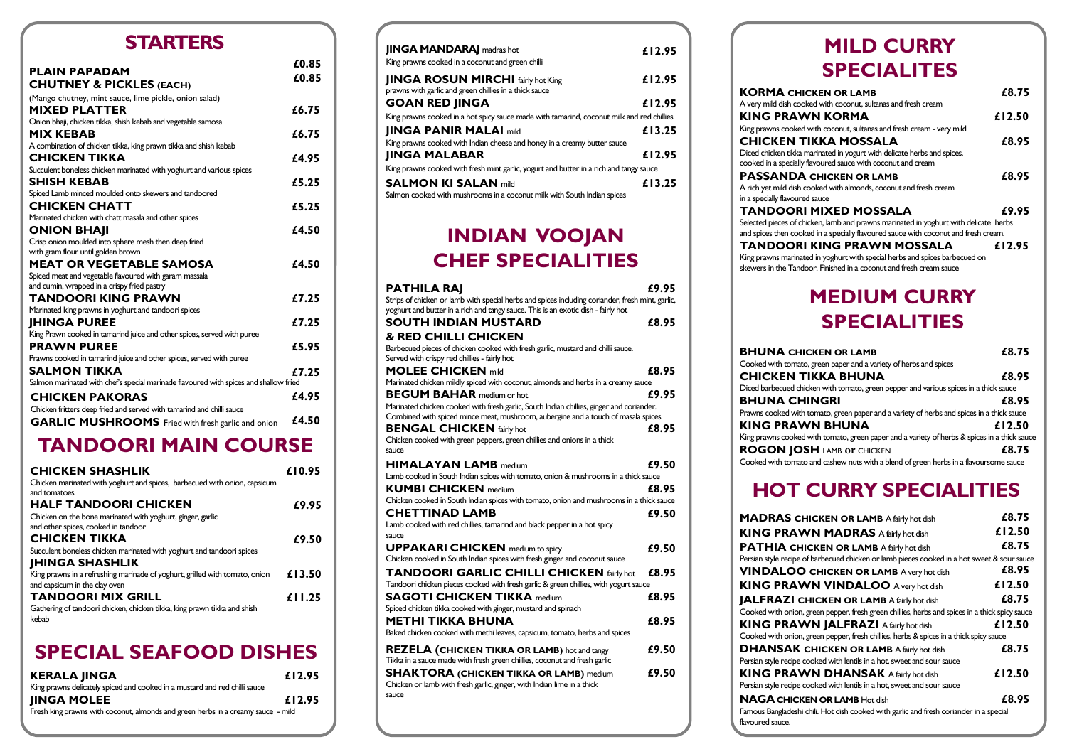## STARTERS

**PLAIN PAPADAM** £0.85

**CHUTNEY & PICKLES (EACH)** £0.85

(Mango chutney, mint sauce, lime pickle, onion salad)

**MIXED PLATTER** £6.75

Onion bhaji, chicken tikka, shish kebab and vegetable samosa

**MIX KEBAB** £6.75

A combination of chicken tikka, king prawn tikka and shish kebab

**CHICKEN TIKKA** £4.95

Succulent boneless chicken marinated with yoghurt and various spices

**SHISH KEBAB** £5.25

Spiced Lamb minced moulded onto skewers and tandoored

**CHICKEN CHATT** £5.25

Marinated chicken with chatt masala and other spices

**ONION BHAJI** £4.50

Crisp onion moulded into sphere mesh then deep fried with gram flour until golden brown

**MEAT OR VEGETABLE SAMOSA** £4.50

Spiced meat and vegetable flavoured with garam massala and cumin, wrapped in a crispy fried pastry

**TANDOORI KING PRAWN** £7.25

Marinated king prawns in yoghurt and tandoori spices

**JHINGA PUREE** £7.25

King Prawn cooked in tamarind juice and other spices, served with puree

**PRAWN PUREE** £5.95

Prawns cooked in tamarind juice and other spices, served with puree

**SALMON TIKKA** £7.25

Salmon marinated with chef's special marinade flavoured with spices and shallow fried

**CHICKEN PAKORAS** £4.95

Chicken fritters deep fried and served with tamarind and chilli sauce

**GARLIC MUSHROOMS** Fried with fresh garlic and onion £4.50

## TANDOORI MAIN COURSE

**CHICKEN SHASHLIK** £10.95

Chicken marinated with yoghurt and spices, barbecued with onion, capsicum and tomatoes

**HALF TANDOORI CHICKEN** £9.95

Chicken on the bone marinated with yoghurt, ginger, garlic and other spices, cooked in tandoor

**CHICKEN TIKKA** £9.50

Succulent boneless chicken marinated with yoghurt and tandoori spices

**JHINGA SHASHLIK** £13.50

King prawns in a refreshing marinade of yoghurt, grilled with tomato, onion and capsicum in the clay oven

**TANDOORI MIX GRILL** £11.25

Gathering of tandoori chicken, chicken tikka, king prawn tikka and shish kebab

## SPECIAL SEAFOOD DISHES

**KERALA JINGA** £12.95

King prawns delicately spiced and cooked in a mustard and red chilli sauce

**JINGA MOLEE** £12.95

Fresh king prawns with coconut, almonds and green herbs in a creamy sauce - mild

**JINGA MANDARAJ** madras hot £12.95

King prawns cooked in a coconut and green chilli

**JINGA ROSUN MIRCHI** fairly hot King £12.95

prawns with garlic and green chillies in a thick sauce

**GOAN RED JINGA** £12.95

King prawns cooked in a hot spicy sauce made with tamarind, coconut milk and red chillies

**JINGA PANIR MALAI** mild £13.25

King prawns cooked with Indian cheese and honey in a creamy butter sauce

**JINGA MALABAR** £12.95

King prawns cooked with fresh mint garlic, yogurt and butter in a rich and tangy sauce

**SALMON KI SALAN** mild £13.25

Salmon cooked with mushrooms in a coconut milk with South Indian spices

## INDIAN VOOJAN CHEF SPECIALITIES

**PATHILA RAJ** £9.95

Strips of chicken or lamb with special herbs and spices including coriander, fresh mint, garlic, yoghurt and butter in a rich and tangy sauce. This is an exotic dish - fairly hot

**SOUTH INDIAN MUSTARD & RED CHILLI CHICKEN** £8.95

Barbecued pieces of chicken cooked with fresh garlic, mustard and chilli sauce. Served with crispy red chillies - fairly hot

**MOLEE CHICKEN** mild £8.95

Marinated chicken mildly spiced with coconut, almonds and herbs in a creamy sauce

**BEGUM BAHAR** medium or hot £9.95

Marinated chicken cooked with fresh garlic, South Indian chillies, ginger and coriander. Combined with spiced mince meat, mushroom, aubergine and a touch of masala spices

**BENGAL CHICKEN** fairly hot £8.95

Chicken cooked with green peppers, green chillies and onions in a thick sauce

**HIMALAYAN LAMB** medium £9.50

Lamb cooked in South Indian spices with tomato, onion & mushrooms in a thick sauce

**KUMBI CHICKEN** medium £8.95

Chicken cooked in South Indian spices with tomato, onion and mushrooms in a thick sauce

**CHETTINAD LAMB** £9.50

Lamb cooked with red chillies, tamarind and black pepper in a hot spicy sauce

**UPPAKARI CHICKEN** medium to spicy £9.50

Chicken cooked in South Indian spices with fresh ginger and coconut sauce

**TANDOORI GARLIC CHILLI CHICKEN** fairly hot £8.95

Tandoori chicken pieces cooked with fresh garlic & green chillies, with yogurt sauce

**SAGOTI CHICKEN TIKKA** medium £8.95

Spiced chicken tikka cooked with ginger, mustard and spinach

**METHI TIKKA BHUNA** £8.95

Baked chicken cooked with methi leaves, capsicum, tomato, herbs and spices

**REZELA (CHICKEN TIKKA OR LAMB)** hot and tangy £9.50

Tikka in a sauce made with fresh green chillies, coconut and fresh garlic

**SHAKTORA (CHICKEN TIKKA OR LAMB)** medium £9.50

Chicken or lamb with fresh garlic, ginger, with Indian lime in a thick sauce

## MILD CURRY SPECIALITES

**KORMA CHICKEN OR LAMB** £8.75

A very mild dish cooked with coconut, sultanas and fresh cream

**KING PRAWN KORMA** £12.50

King prawns cooked with coconut, sultanas and fresh cream - very mild

**CHICKEN TIKKA MOSSALA** £8.95

Diced chicken tikka marinated in yogurt with delicate herbs and spices, cooked in a specially flavoured sauce with coconut and cream

**PASSANDA CHICKEN OR LAMB** £8.95

A rich yet mild dish cooked with almonds, coconut and fresh cream in a specially flavoured sauce

**TANDOORI MIXED MOSSALA** £9.95

Selected pieces of chicken, lamb and prawns marinated in yoghurt with delicate herbs and spices then cooked in a specially flavoured sauce with coconut and fresh cream.

**TANDOORI KING PRAWN MOSSALA** £12.95

King prawns marinated in yoghurt with special herbs and spices barbecued on skewers in the Tandoor. Finished in a coconut and fresh cream sauce

## MEDIUM CURRY SPECIALITIES

**BHUNA CHICKEN OR LAMB** £8.75

Cooked with tomato, green paper and a variety of herbs and spices

**CHICKEN TIKKA BHUNA** £8.95

Diced barbecued chicken with tomato, green pepper and various spices in a thick sauce

**BHUNA CHINGRI** £8.95

Prawns cooked with tomato, green paper and a variety of herbs and spices in a thick sauce

**KING PRAWN BHUNA** £12.50

King prawns cooked with tomato, green paper and a variety of herbs & spices in a thick sauce

**ROGON JOSH LAMB or CHICKEN** £8.75

Cooked with tomato and cashew nuts with a blend of green herbs in a flavoursome sauce

## HOT CURRY SPECIALITIES

**MADRAS CHICKEN OR LAMB** A fairly hot dish £8.75

**KING PRAWN MADRAS** A fairly hot dish £12.50

**PATHIA CHICKEN OR LAMB** A fairly hot dish £8.75

Persian style recipe of barbecued chicken or lamb pieces cooked in a hot sweet & sour sauce

**VINDALOO CHICKEN OR LAMB** A very hot dish £8.95

**KING PRAWN VINDALOO** A very hot dish £12.50

**JALFRAZI CHICKEN OR LAMB** A fairly hot dish £8.75

Cooked with onion, green pepper, fresh green chillies, herbs and spices in a thick spicy sauce

**KING PRAWN JALFRAZI** A fairly hot dish £12.50

Cooked with onion, green pepper, fresh chillies, herbs & spices in a thick spicy sauce

**DHANSAK CHICKEN OR LAMB** A fairly hot dish £8.75

Persian style recipe cooked with lentils in a hot, sweet and sour sauce

**KING PRAWN DHANSAK** A fairly hot dish £12.50

Persian style recipe cooked with lentils in a hot, sweet and sour sauce

**NAGA CHICKEN OR LAMB** Hot dish £8.95

Famous Bangladeshi chili. Hot dish cooked with garlic and fresh coriander in a special flavoured sauce.